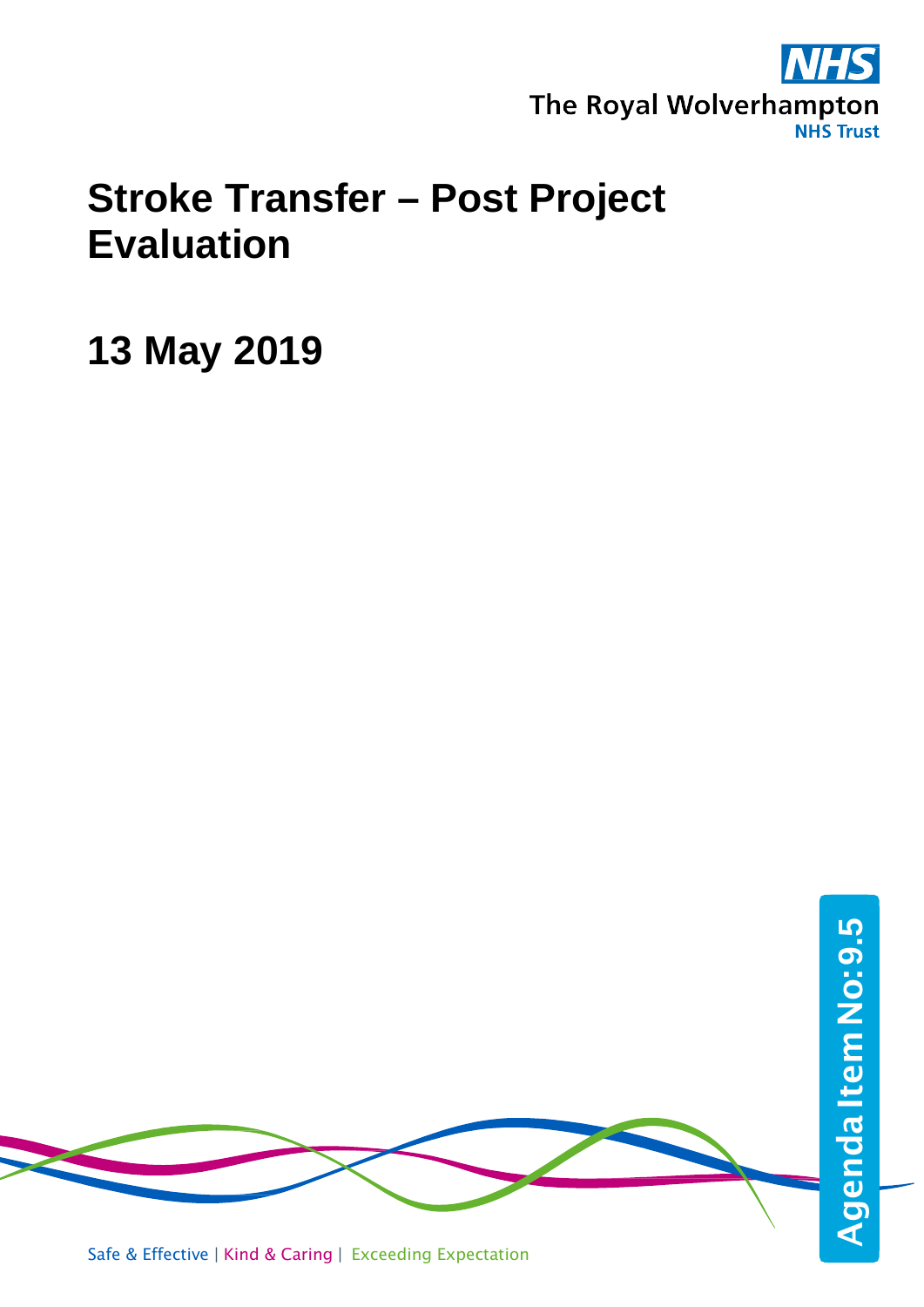The Royal Wolverhampton NHS Trust

# Stroke Transfer – Post Project Evaluation

## 13 May 2019

Agenda Item No: 9.5

Safe & Effective | Kind & Caring | Exceeding Expectation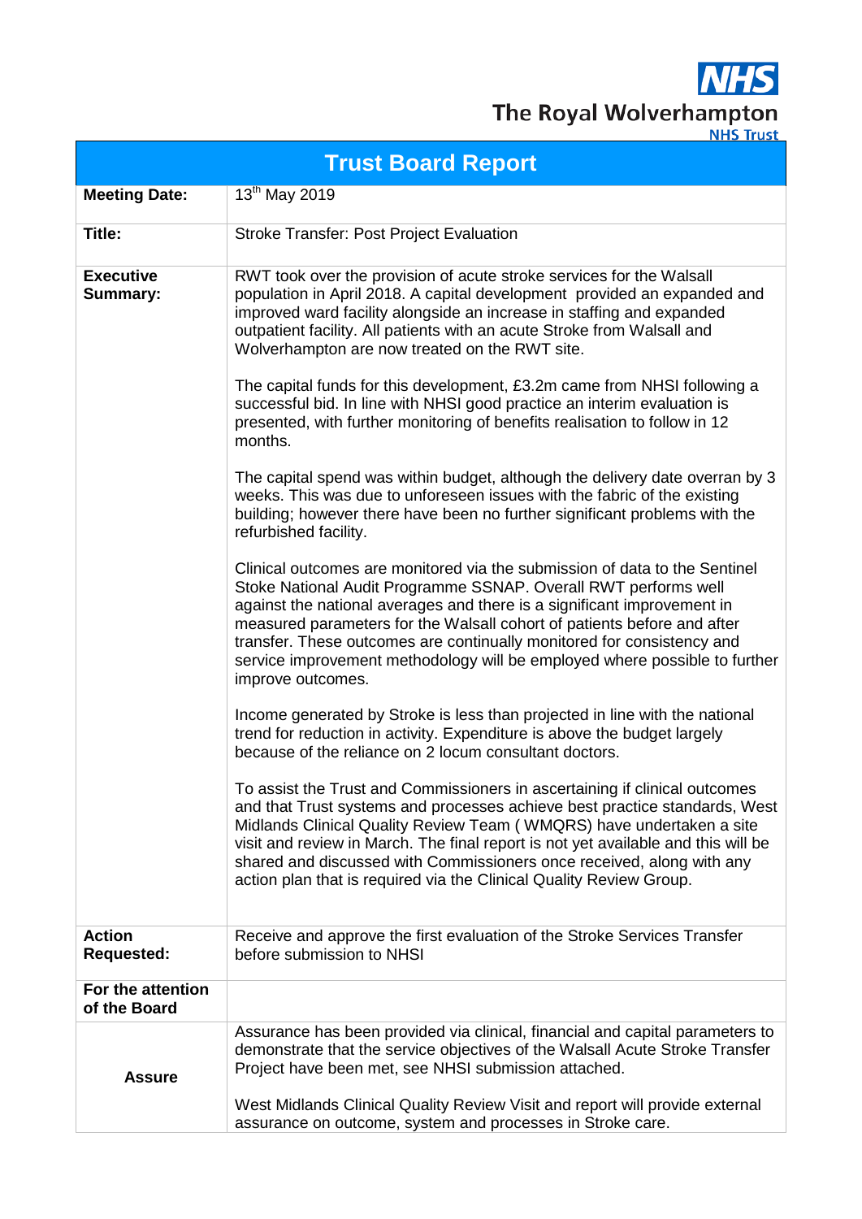The Royal Wolverhampton NHS Trust

| Trust Board Report | |
|---|---|
| **Meeting Date:** | 13th May 2019 |
| **Title:** | Stroke Transfer: Post Project Evaluation |
| **Executive Summary:** | RWT took over the provision of acute stroke services for the Walsall population in April 2018. A capital development provided an expanded and improved ward facility alongside an increase in staffing and expanded outpatient facility. All patients with an acute Stroke from Walsall and Wolverhampton are now treated on the RWT site.<br><br>The capital funds for this development, £3.2m came from NHSI following a successful bid. In line with NHSI good practice an interim evaluation is presented, with further monitoring of benefits realisation to follow in 12 months.<br><br>The capital spend was within budget, although the delivery date overran by 3 weeks. This was due to unforeseen issues with the fabric of the existing building; however there have been no further significant problems with the refurbished facility.<br><br>Clinical outcomes are monitored via the submission of data to the Sentinel Stoke National Audit Programme SSNAP. Overall RWT performs well against the national averages and there is a significant improvement in measured parameters for the Walsall cohort of patients before and after transfer. These outcomes are continually monitored for consistency and service improvement methodology will be employed where possible to further improve outcomes.<br><br>Income generated by Stroke is less than projected in line with the national trend for reduction in activity. Expenditure is above the budget largely because of the reliance on 2 locum consultant doctors.<br><br>To assist the Trust and Commissioners in ascertaining if clinical outcomes and that Trust systems and processes achieve best practice standards, West Midlands Clinical Quality Review Team ( WMQRS) have undertaken a site visit and review in March. The final report is not yet available and this will be shared and discussed with Commissioners once received, along with any action plan that is required via the Clinical Quality Review Group. |
| **Action Requested:** | Receive and approve the first evaluation of the Stroke Services Transfer before submission to NHSI |
| **For the attention of the Board** | |
| **Assure** | Assurance has been provided via clinical, financial and capital parameters to demonstrate that the service objectives of the Walsall Acute Stroke Transfer Project have been met, see NHSI submission attached.<br><br>West Midlands Clinical Quality Review Visit and report will provide external assurance on outcome, system and processes in Stroke care. |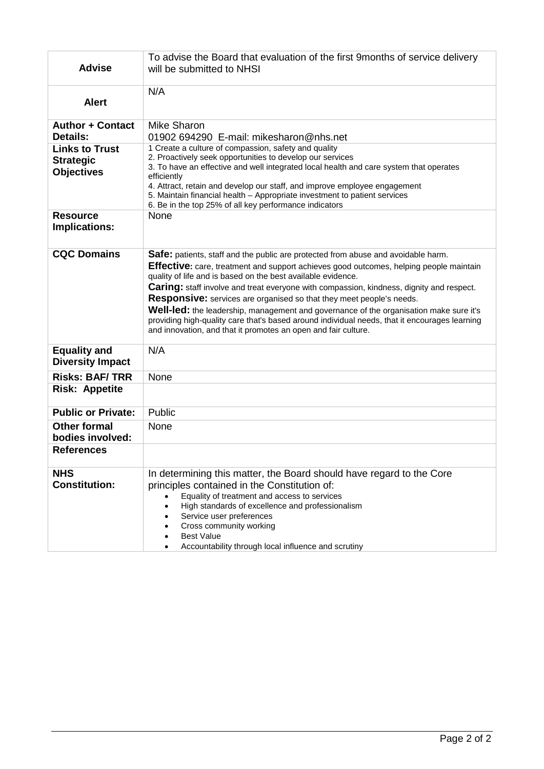| | |
|---|---|
| **Advise** | To advise the Board that evaluation of the first 9months of service delivery will be submitted to NHSI |
| **Alert** | N/A |
| **Author + Contact Details:** | Mike Sharon<br>01902 694290 E-mail: mikesharon@nhs.net |
| **Links to Trust Strategic Objectives** | 1 Create a culture of compassion, safety and quality<br>2. Proactively seek opportunities to develop our services<br>3. To have an effective and well integrated local health and care system that operates efficiently<br>4. Attract, retain and develop our staff, and improve employee engagement<br>5. Maintain financial health – Appropriate investment to patient services<br>6. Be in the top 25% of all key performance indicators |
| **Resource Implications:** | None |
| **CQC Domains** | **Safe:** patients, staff and the public are protected from abuse and avoidable harm.<br>**Effective:** care, treatment and support achieves good outcomes, helping people maintain quality of life and is based on the best available evidence.<br>**Caring:** staff involve and treat everyone with compassion, kindness, dignity and respect.<br>**Responsive:** services are organised so that they meet people's needs.<br>**Well-led:** the leadership, management and governance of the organisation make sure it's providing high-quality care that's based around individual needs, that it encourages learning and innovation, and that it promotes an open and fair culture. |
| **Equality and Diversity Impact** | N/A |
| **Risks: BAF/ TRR** | None |
| **Risk: Appetite** | |
| **Public or Private:** | Public |
| **Other formal bodies involved:** | None |
| **References** | |
| **NHS Constitution:** | In determining this matter, the Board should have regard to the Core principles contained in the Constitution of:<br>• Equality of treatment and access to services<br>• High standards of excellence and professionalism<br>• Service user preferences<br>• Cross community working<br>• Best Value<br>• Accountability through local influence and scrutiny |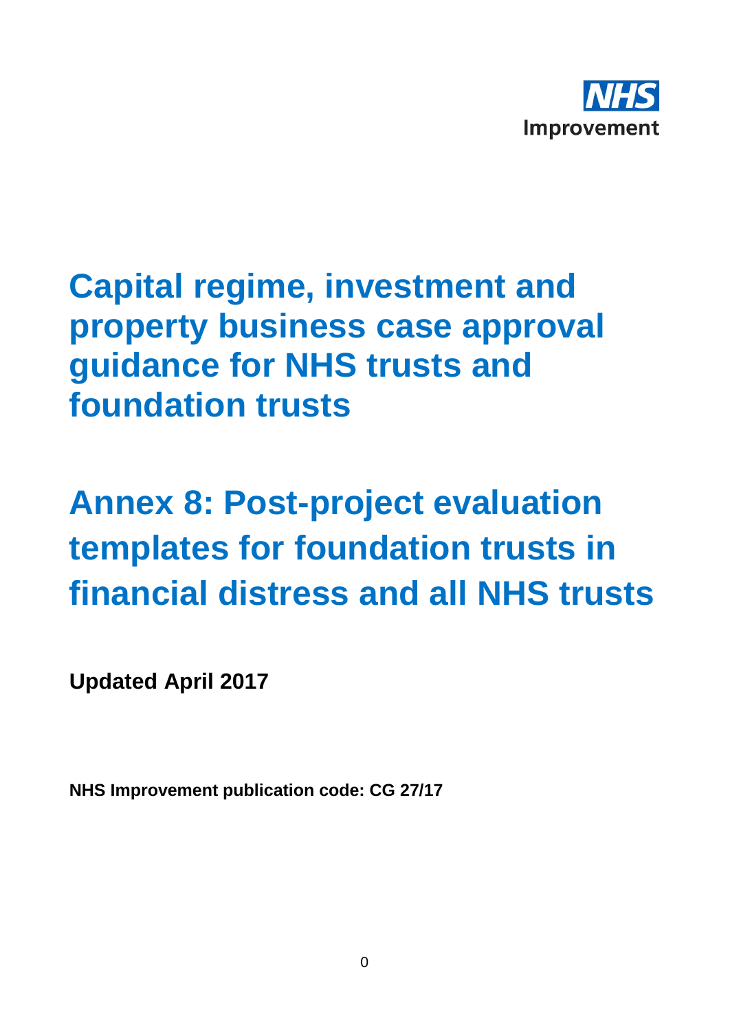NHS Improvement

# Capital regime, investment and property business case approval guidance for NHS trusts and foundation trusts

# Annex 8: Post-project evaluation templates for foundation trusts in financial distress and all NHS trusts

**Updated April 2017**

**NHS Improvement publication code: CG 27/17**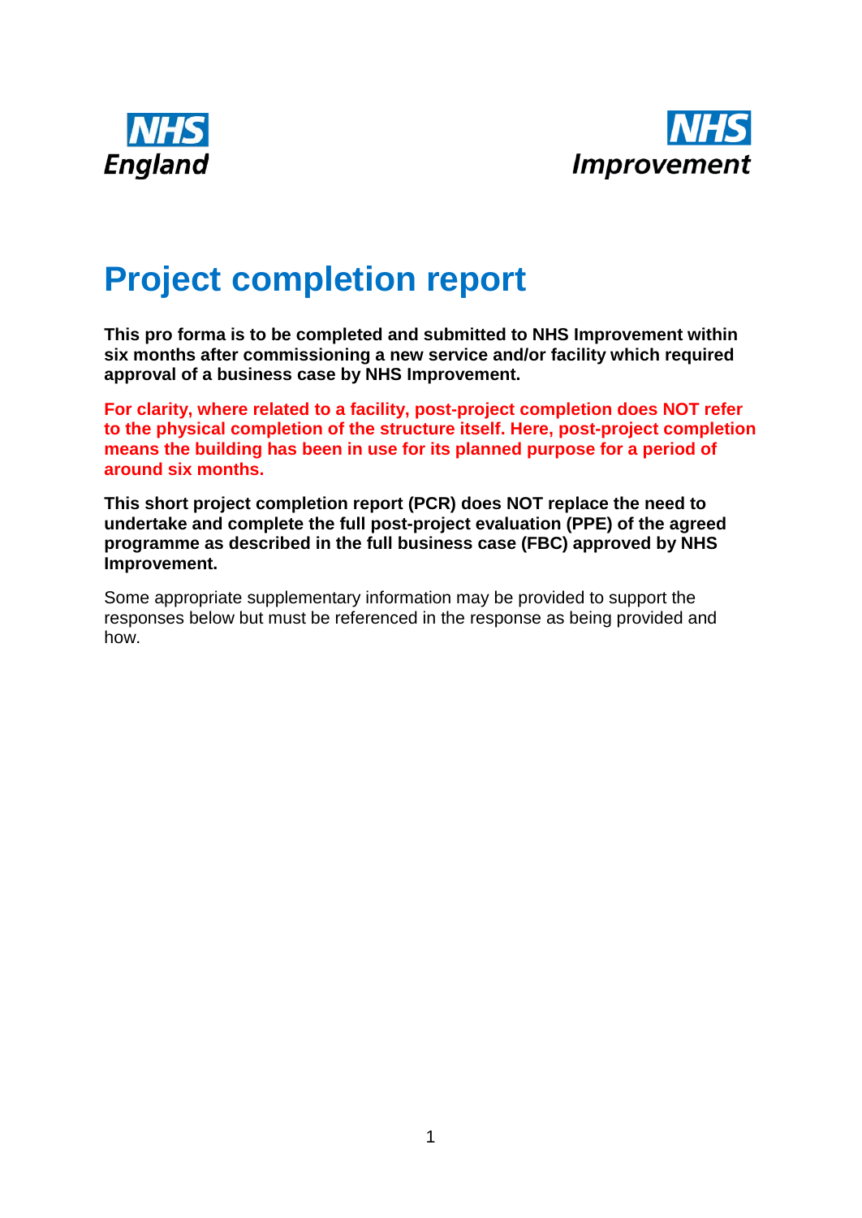NHS England

NHS Improvement

# Project completion report

**This pro forma is to be completed and submitted to NHS Improvement within six months after commissioning a new service and/or facility which required approval of a business case by NHS Improvement.**

**For clarity, where related to a facility, post-project completion does NOT refer to the physical completion of the structure itself. Here, post-project completion means the building has been in use for its planned purpose for a period of around six months.**

**This short project completion report (PCR) does NOT replace the need to undertake and complete the full post-project evaluation (PPE) of the agreed programme as described in the full business case (FBC) approved by NHS Improvement.**

Some appropriate supplementary information may be provided to support the responses below but must be referenced in the response as being provided and how.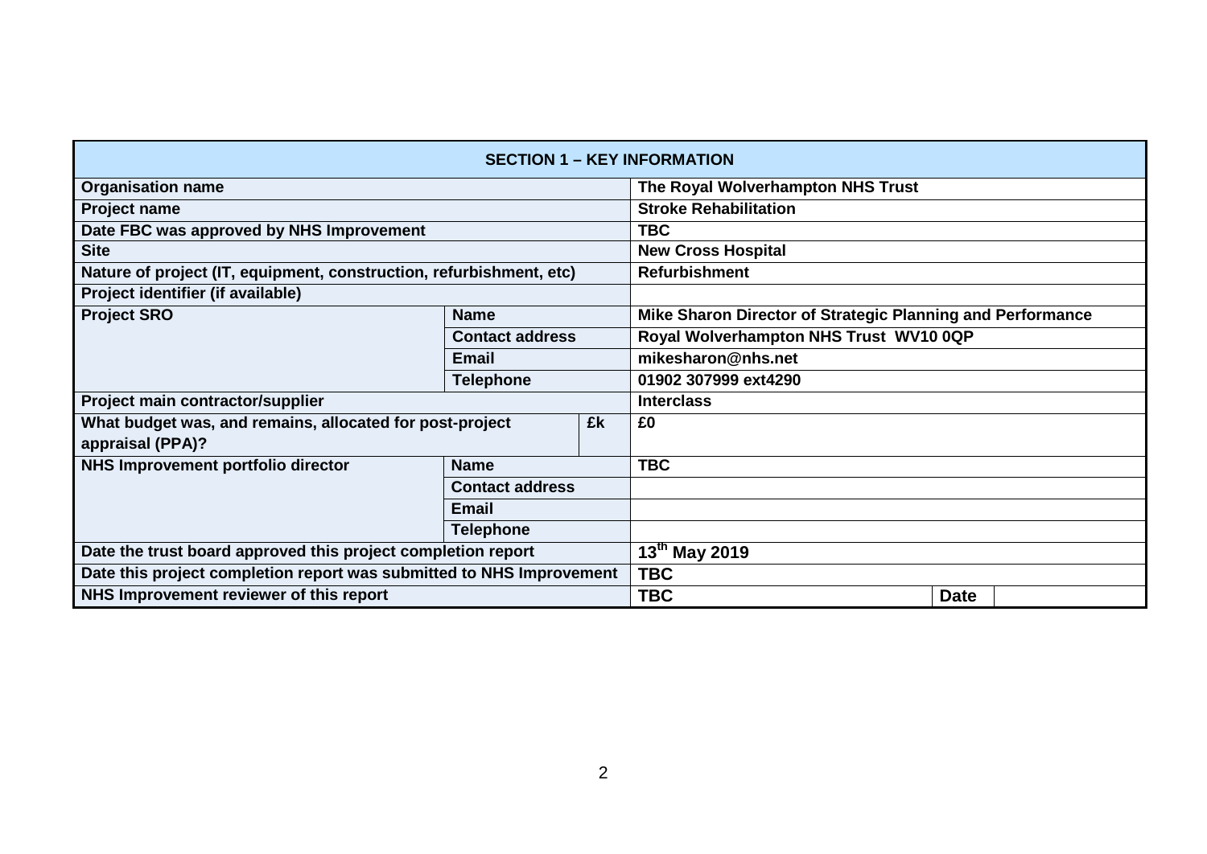| SECTION 1 – KEY INFORMATION | | | |
|---|---|---|---|
| **Organisation name** | | | **The Royal Wolverhampton NHS Trust** |
| **Project name** | | | **Stroke Rehabilitation** |
| **Date FBC was approved by NHS Improvement** | | | **TBC** |
| **Site** | | | **New Cross Hospital** |
| **Nature of project (IT, equipment, construction, refurbishment, etc)** | | | **Refurbishment** |
| **Project identifier (if available)** | | | |
| **Project SRO** | **Name** | | **Mike Sharon Director of Strategic Planning and Performance** |
| | **Contact address** | | **Royal Wolverhampton NHS Trust WV10 0QP** |
| | **Email** | | **mikesharon@nhs.net** |
| | **Telephone** | | **01902 307999 ext4290** |
| **Project main contractor/supplier** | | | **Interclass** |
| **What budget was, and remains, allocated for post-project appraisal (PPA)?** | | **£k** | **£0** |
| **NHS Improvement portfolio director** | **Name** | | **TBC** |
| | **Contact address** | | |
| | **Email** | | |
| | **Telephone** | | |
| **Date the trust board approved this project completion report** | | | **13th May 2019** |
| **Date this project completion report was submitted to NHS Improvement** | | | **TBC** |
| **NHS Improvement reviewer of this report** | | | **TBC** \| **Date** |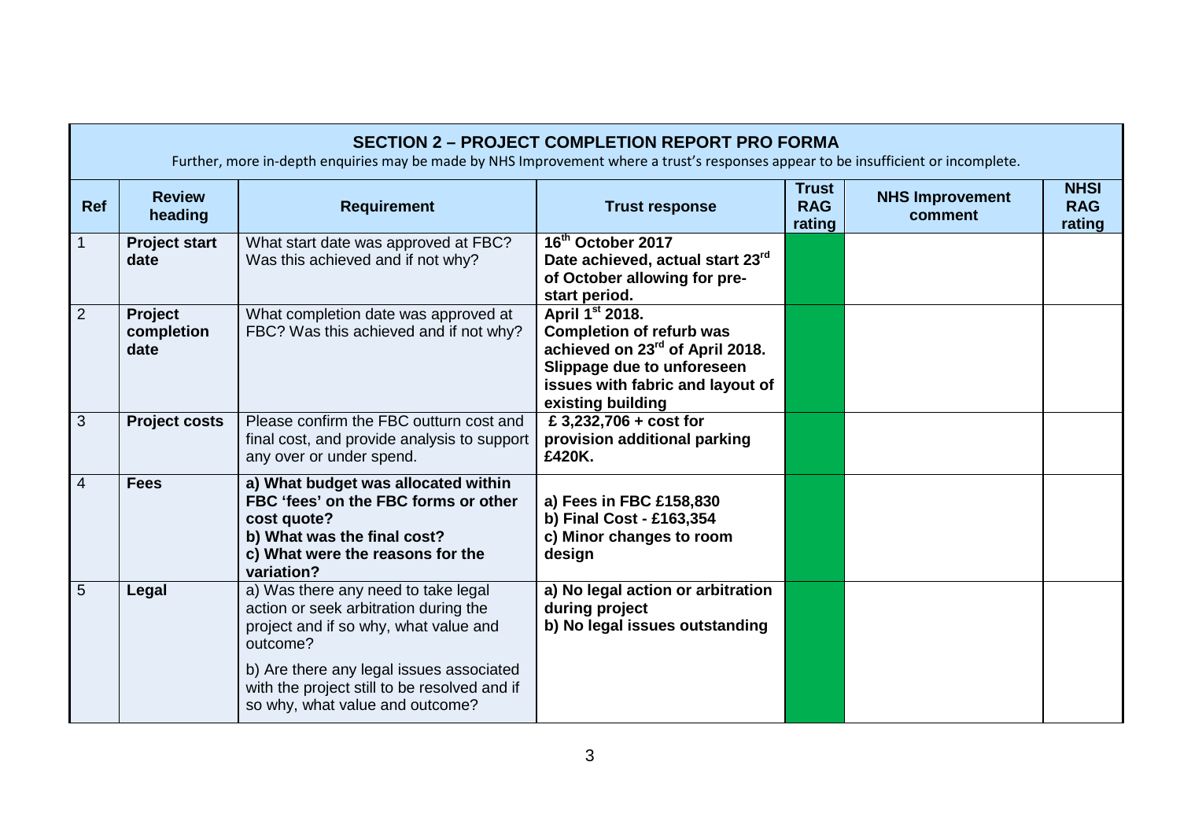## SECTION 2 – PROJECT COMPLETION REPORT PRO FORMA

Further, more in-depth enquiries may be made by NHS Improvement where a trust's responses appear to be insufficient or incomplete.

| Ref | Review heading | Requirement | Trust response | Trust RAG rating | NHS Improvement comment | NHSI RAG rating |
|---|---|---|---|---|---|---|
| 1 | **Project start date** | What start date was approved at FBC? Was this achieved and if not why? | **16th October 2017**<br>**Date achieved, actual start 23rd of October allowing for pre-start period.** | | | |
| 2 | **Project completion date** | What completion date was approved at FBC? Was this achieved and if not why? | **April 1st 2018.**<br>**Completion of refurb was achieved on 23rd of April 2018. Slippage due to unforeseen issues with fabric and layout of existing building** | | | |
| 3 | **Project costs** | Please confirm the FBC outturn cost and final cost, and provide analysis to support any over or under spend. | **£ 3,232,706 + cost for provision additional parking £420K.** | | | |
| 4 | **Fees** | **a) What budget was allocated within FBC 'fees' on the FBC forms or other cost quote?**<br>**b) What was the final cost?**<br>**c) What were the reasons for the variation?** | **a) Fees in FBC £158,830**<br>**b) Final Cost - £163,354**<br>**c) Minor changes to room design** | | | |
| 5 | **Legal** | a) Was there any need to take legal action or seek arbitration during the project and if so why, what value and outcome?<br>b) Are there any legal issues associated with the project still to be resolved and if so why, what value and outcome? | **a) No legal action or arbitration during project**<br>**b) No legal issues outstanding** | | | |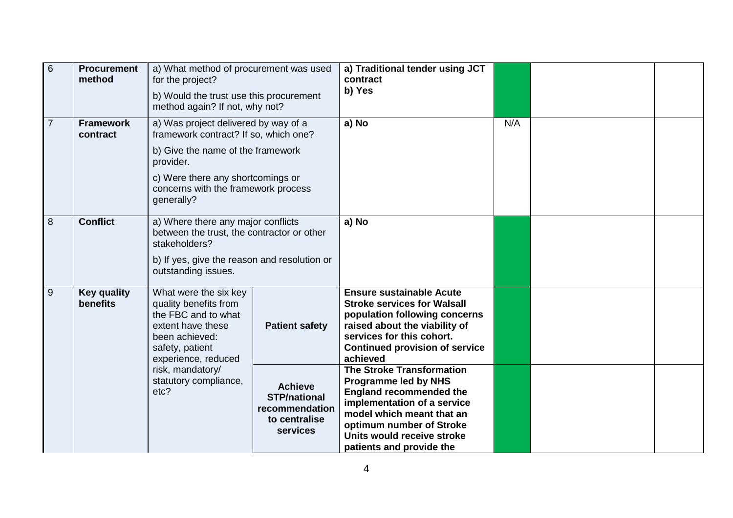| 6 | **Procurement method** | a) What method of procurement was used for the project?<br>b) Would the trust use this procurement method again? If not, why not? | | **a) Traditional tender using JCT contract**<br>**b) Yes** | | | |
|---|---|---|---|---|---|---|---|
| 7 | **Framework contract** | a) Was project delivered by way of a framework contract? If so, which one?<br>b) Give the name of the framework provider.<br>c) Were there any shortcomings or concerns with the framework process generally? | | **a) No** | N/A | | |
| 8 | **Conflict** | a) Where there any major conflicts between the trust, the contractor or other stakeholders?<br>b) If yes, give the reason and resolution or outstanding issues. | | **a) No** | | | |
| 9 | **Key quality benefits** | What were the six key quality benefits from the FBC and to what extent have these been achieved: safety, patient experience, reduced risk, mandatory/ statutory compliance, etc? | **Patient safety** | **Ensure sustainable Acute Stroke services for Walsall population following concerns raised about the viability of services for this cohort. Continued provision of service achieved** | | | |
| | | | **Achieve STP/national recommendation to centralise services** | **The Stroke Transformation Programme led by NHS England recommended the implementation of a service model which meant that an optimum number of Stroke Units would receive stroke patients and provide the** | | | |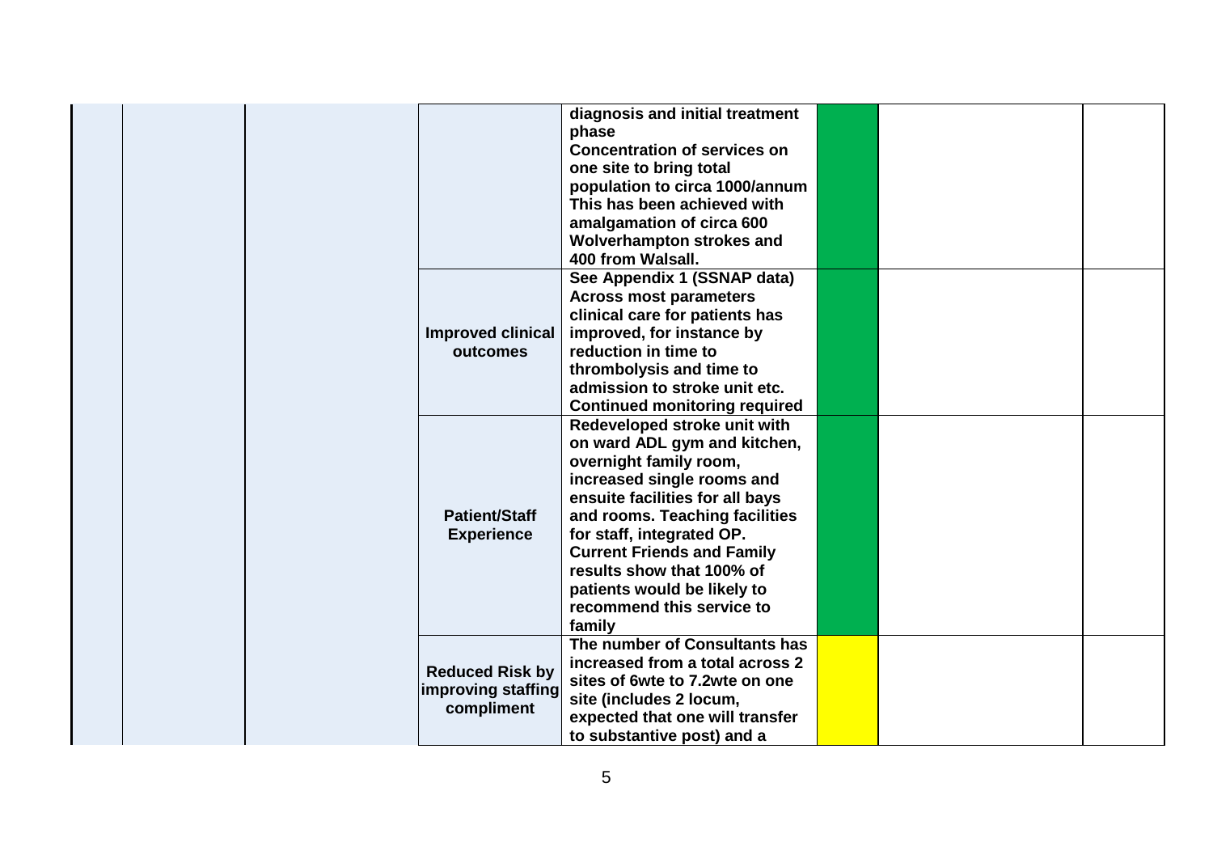| | | | | | | | |
|---|---|---|---|---|---|---|---|
| | | | | **diagnosis and initial treatment phase Concentration of services on one site to bring total population to circa 1000/annum This has been achieved with amalgamation of circa 600 Wolverhampton strokes and 400 from Walsall.** | | | |
| | | | **Improved clinical outcomes** | **See Appendix 1 (SSNAP data) Across most parameters clinical care for patients has improved, for instance by reduction in time to thrombolysis and time to admission to stroke unit etc. Continued monitoring required** | | | |
| | | | **Patient/Staff Experience** | **Redeveloped stroke unit with on ward ADL gym and kitchen, overnight family room, increased single rooms and ensuite facilities for all bays and rooms. Teaching facilities for staff, integrated OP. Current Friends and Family results show that 100% of patients would be likely to recommend this service to family** | | | |
| | | | **Reduced Risk by improving staffing compliment** | **The number of Consultants has increased from a total across 2 sites of 6wte to 7.2wte on one site (includes 2 locum, expected that one will transfer to substantive post) and a** | | | |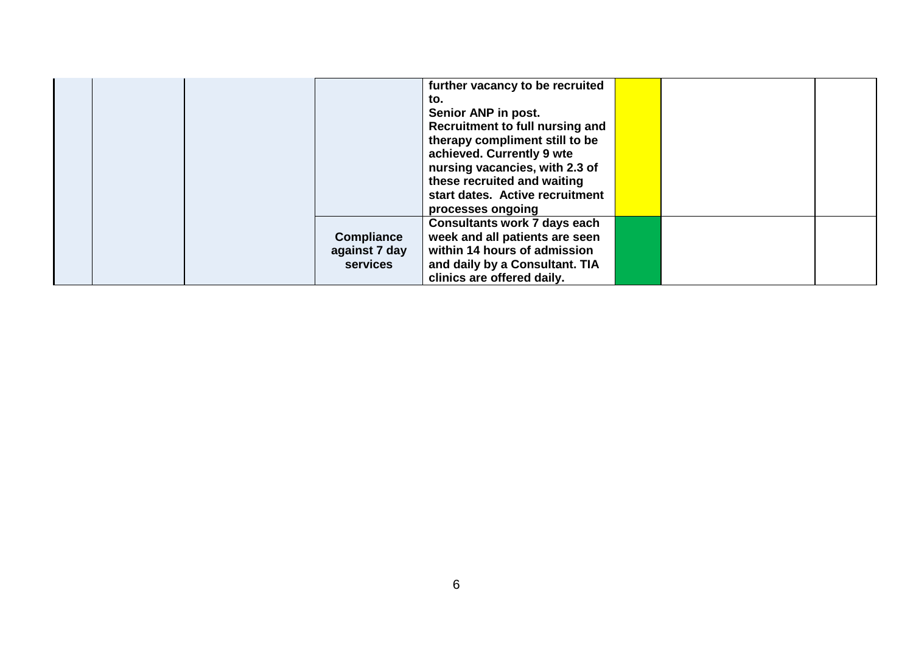|  |  |  |  |  |  |  |
|---|---|---|---|---|---|---|
|  |  |  | **further vacancy to be recruited to. Senior ANP in post. Recruitment to full nursing and therapy compliment still to be achieved. Currently 9 wte nursing vacancies, with 2.3 of these recruited and waiting start dates. Active recruitment processes ongoing** |  |  |  |
|  |  | **Compliance against 7 day services** | **Consultants work 7 days each week and all patients are seen within 14 hours of admission and daily by a Consultant. TIA clinics are offered daily.** |  |  |  |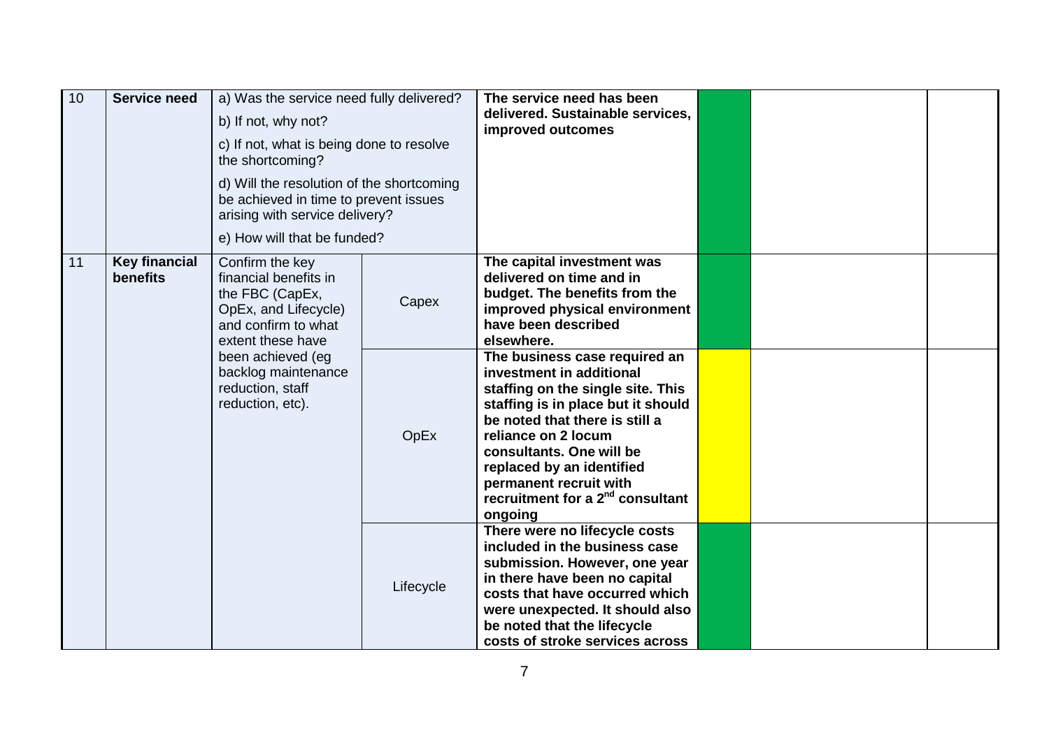| 10 | **Service need** | a) Was the service need fully delivered?<br>b) If not, why not?<br>c) If not, what is being done to resolve the shortcoming?<br>d) Will the resolution of the shortcoming be achieved in time to prevent issues arising with service delivery?<br>e) How will that be funded? | | **The service need has been delivered. Sustainable services, improved outcomes** | | | |
|---|---|---|---|---|---|---|---|
| 11 | **Key financial benefits** | Confirm the key financial benefits in the FBC (CapEx, OpEx, and Lifecycle) and confirm to what extent these have been achieved (eg backlog maintenance reduction, staff reduction, etc). | Capex | **The capital investment was delivered on time and in budget. The benefits from the improved physical environment have been described elsewhere.** | | | |
| | | | OpEx | **The business case required an investment in additional staffing on the single site. This staffing is in place but it should be noted that there is still a reliance on 2 locum consultants. One will be replaced by an identified permanent recruit with recruitment for a 2nd consultant ongoing** | | | |
| | | | Lifecycle | **There were no lifecycle costs included in the business case submission. However, one year in there have been no capital costs that have occurred which were unexpected. It should also be noted that the lifecycle costs of stroke services across** | | | |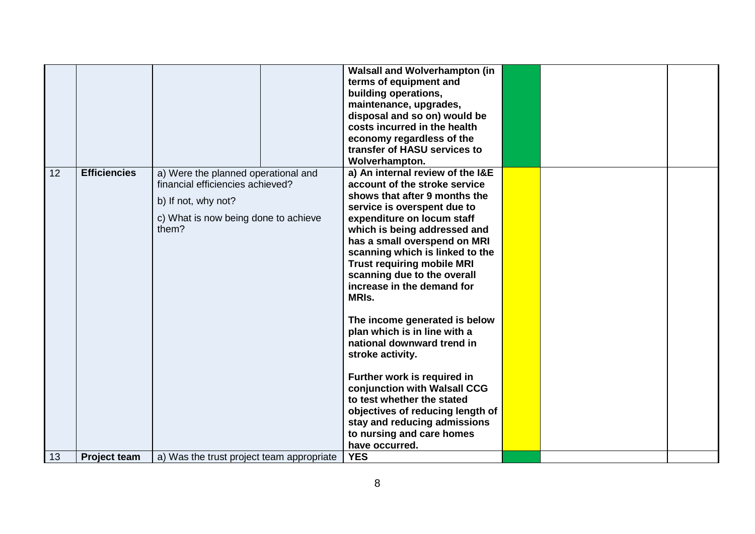| | | | | | | | |
|---|---|---|---|---|---|---|---|
| | | | | **Walsall and Wolverhampton (in terms of equipment and building operations, maintenance, upgrades, disposal and so on) would be costs incurred in the health economy regardless of the transfer of HASU services to Wolverhampton.** | | | |
| 12 | **Efficiencies** | a) Were the planned operational and financial efficiencies achieved?<br><br>b) If not, why not?<br><br>c) What is now being done to achieve them? | | **a) An internal review of the I&E account of the stroke service shows that after 9 months the service is overspent due to expenditure on locum staff which is being addressed and has a small overspend on MRI scanning which is linked to the Trust requiring mobile MRI scanning due to the overall increase in the demand for MRIs.**<br><br>**The income generated is below plan which is in line with a national downward trend in stroke activity.**<br><br>**Further work is required in conjunction with Walsall CCG to test whether the stated objectives of reducing length of stay and reducing admissions to nursing and care homes have occurred.** | | | |
| 13 | **Project team** | a) Was the trust project team appropriate | | **YES** | | | |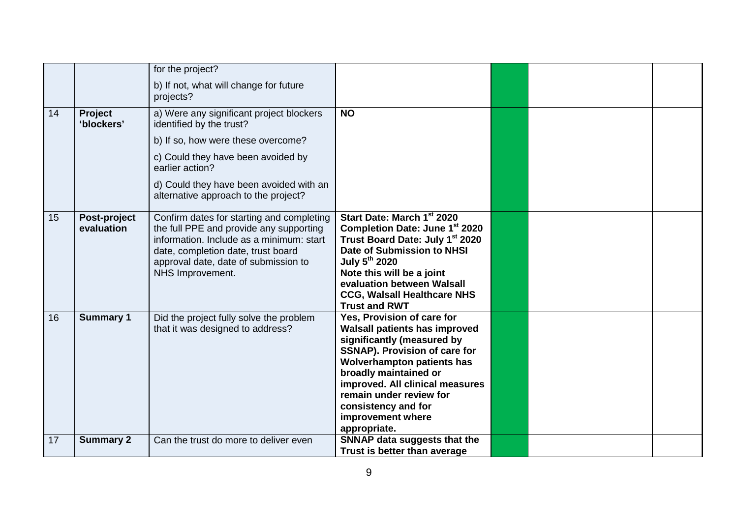| | | | | | | |
|---|---|---|---|---|---|---|
| | | for the project?<br><br>b) If not, what will change for future projects? | | | | |
| 14 | **Project 'blockers'** | a) Were any significant project blockers identified by the trust?<br><br>b) If so, how were these overcome?<br><br>c) Could they have been avoided by earlier action?<br><br>d) Could they have been avoided with an alternative approach to the project? | **NO** | | | |
| 15 | **Post-project evaluation** | Confirm dates for starting and completing the full PPE and provide any supporting information. Include as a minimum: start date, completion date, trust board approval date, date of submission to NHS Improvement. | **Start Date: March 1st 2020**<br>**Completion Date: June 1st 2020**<br>**Trust Board Date: July 1st 2020**<br>**Date of Submission to NHSI July 5th 2020**<br>**Note this will be a joint evaluation between Walsall CCG, Walsall Healthcare NHS Trust and RWT** | | | |
| 16 | **Summary 1** | Did the project fully solve the problem that it was designed to address? | **Yes, Provision of care for Walsall patients has improved significantly (measured by SSNAP). Provision of care for Wolverhampton patients has broadly maintained or improved. All clinical measures remain under review for consistency and for improvement where appropriate.** | | | |
| 17 | **Summary 2** | Can the trust do more to deliver even | **SNNAP data suggests that the Trust is better than average** | | | |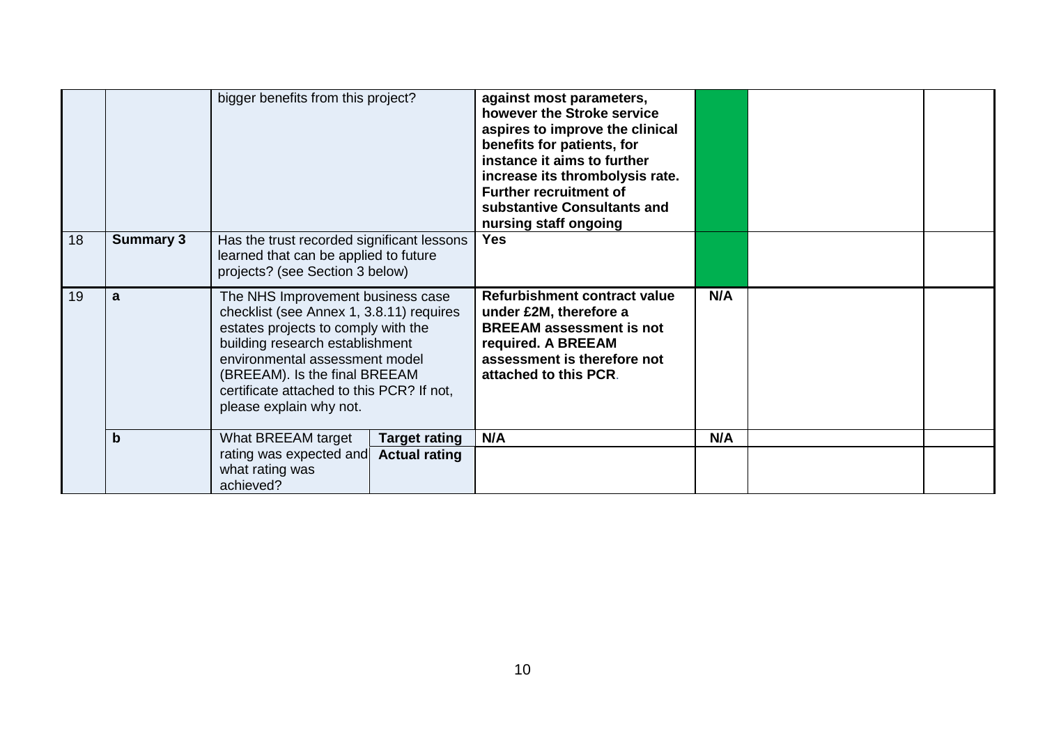|  |  |  |  |  |  |  |
|---|---|---|---|---|---|---|
|  |  | bigger benefits from this project? |  | **against most parameters, however the Stroke service aspires to improve the clinical benefits for patients, for instance it aims to further increase its thrombolysis rate. Further recruitment of substantive Consultants and nursing staff ongoing** |  |  |
| 18 | **Summary 3** | Has the trust recorded significant lessons learned that can be applied to future projects? (see Section 3 below) |  | **Yes** |  |  |
| 19 | **a** | The NHS Improvement business case checklist (see Annex 1, 3.8.11) requires estates projects to comply with the building research establishment environmental assessment model (BREEAM). Is the final BREEAM certificate attached to this PCR? If not, please explain why not. |  | **Refurbishment contract value under £2M, therefore a BREEAM assessment is not required. A BREEAM assessment is therefore not attached to this PCR**. | **N/A** |  |
|  | **b** | What BREEAM target rating was expected and what rating was achieved? | **Target rating** | **N/A** | **N/A** |  |
|  |  |  | **Actual rating** |  |  |  |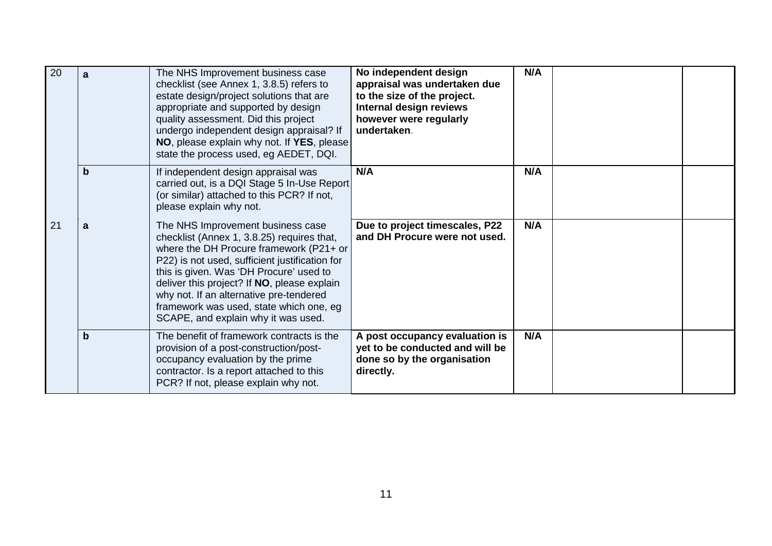| | | | | | | |
|---|---|---|---|---|---|---|
| 20 | a | The NHS Improvement business case checklist (see Annex 1, 3.8.5) refers to estate design/project solutions that are appropriate and supported by design quality assessment. Did this project undergo independent design appraisal? If **NO**, please explain why not. If **YES**, please state the process used, eg AEDET, DQI. | **No independent design appraisal was undertaken due to the size of the project. Internal design reviews however were regularly undertaken**. | **N/A** | | |
| | b | If independent design appraisal was carried out, is a DQI Stage 5 In-Use Report (or similar) attached to this PCR? If not, please explain why not. | **N/A** | **N/A** | | |
| 21 | a | The NHS Improvement business case checklist (Annex 1, 3.8.25) requires that, where the DH Procure framework (P21+ or P22) is not used, sufficient justification for this is given. Was 'DH Procure' used to deliver this project? If **NO**, please explain why not. If an alternative pre-tendered framework was used, state which one, eg SCAPE, and explain why it was used. | **Due to project timescales, P22 and DH Procure were not used.** | **N/A** | | |
| | b | The benefit of framework contracts is the provision of a post-construction/post-occupancy evaluation by the prime contractor. Is a report attached to this PCR? If not, please explain why not. | **A post occupancy evaluation is yet to be conducted and will be done so by the organisation directly.** | **N/A** | | |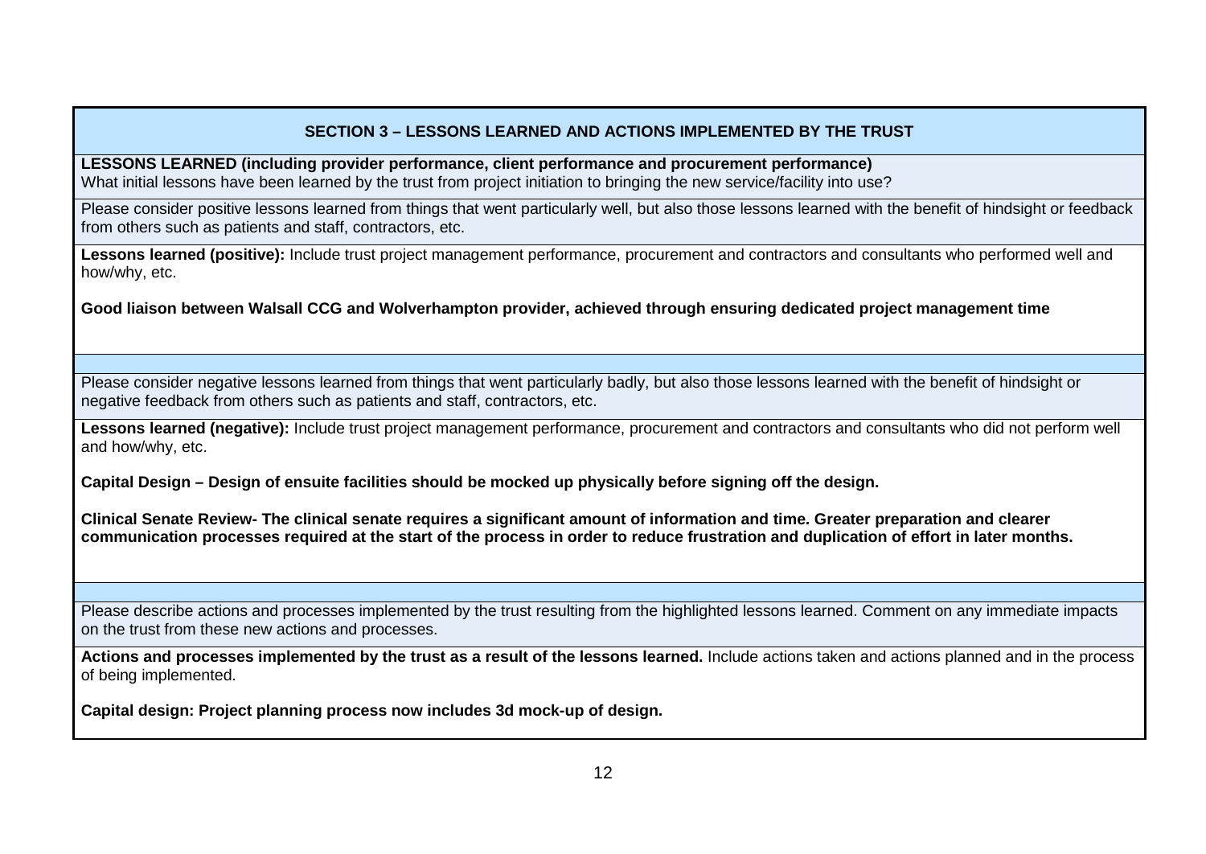## SECTION 3 – LESSONS LEARNED AND ACTIONS IMPLEMENTED BY THE TRUST

**LESSONS LEARNED (including provider performance, client performance and procurement performance)**
What initial lessons have been learned by the trust from project initiation to bringing the new service/facility into use?

Please consider positive lessons learned from things that went particularly well, but also those lessons learned with the benefit of hindsight or feedback from others such as patients and staff, contractors, etc.

**Lessons learned (positive):** Include trust project management performance, procurement and contractors and consultants who performed well and how/why, etc.

**Good liaison between Walsall CCG and Wolverhampton provider, achieved through ensuring dedicated project management time**

Please consider negative lessons learned from things that went particularly badly, but also those lessons learned with the benefit of hindsight or negative feedback from others such as patients and staff, contractors, etc.

**Lessons learned (negative):** Include trust project management performance, procurement and contractors and consultants who did not perform well and how/why, etc.

**Capital Design – Design of ensuite facilities should be mocked up physically before signing off the design.**

**Clinical Senate Review- The clinical senate requires a significant amount of information and time. Greater preparation and clearer communication processes required at the start of the process in order to reduce frustration and duplication of effort in later months.**

Please describe actions and processes implemented by the trust resulting from the highlighted lessons learned. Comment on any immediate impacts on the trust from these new actions and processes.

**Actions and processes implemented by the trust as a result of the lessons learned.** Include actions taken and actions planned and in the process of being implemented.

**Capital design: Project planning process now includes 3d mock-up of design.**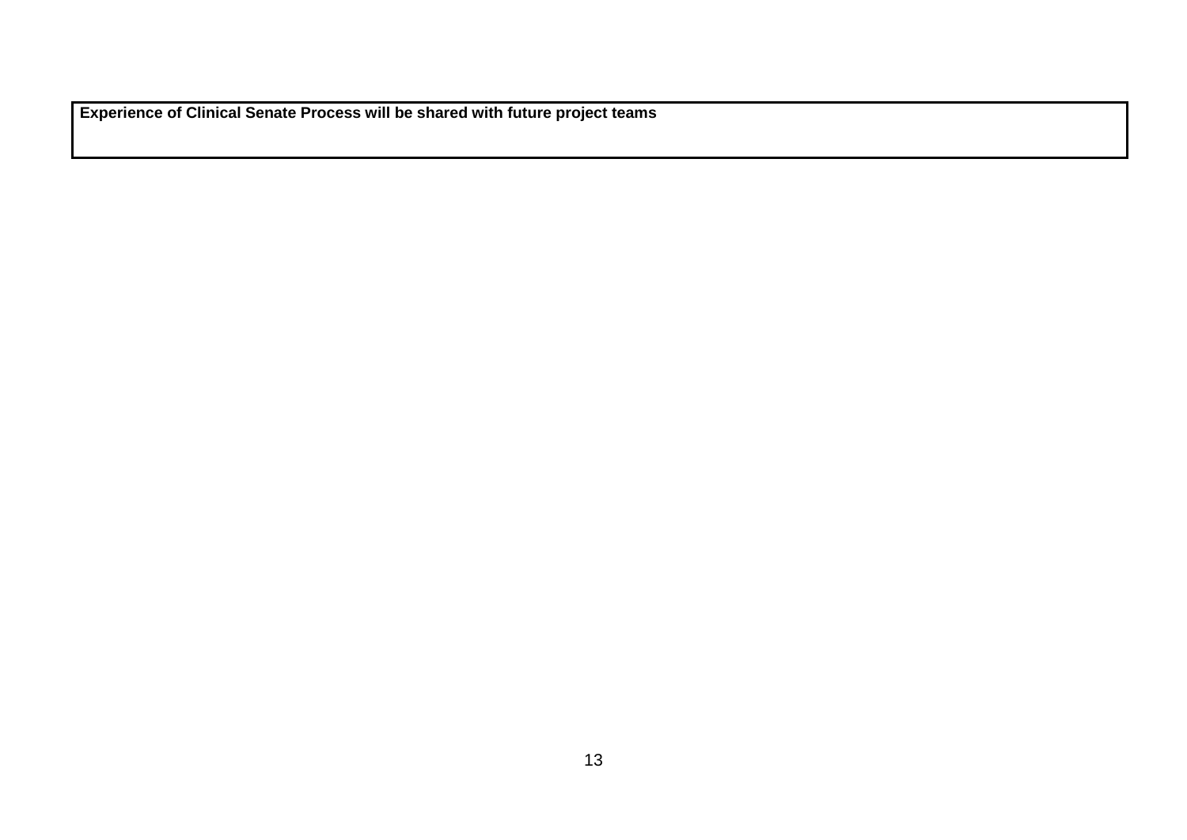| **Experience of Clinical Senate Process will be shared with future project teams** |
| --- |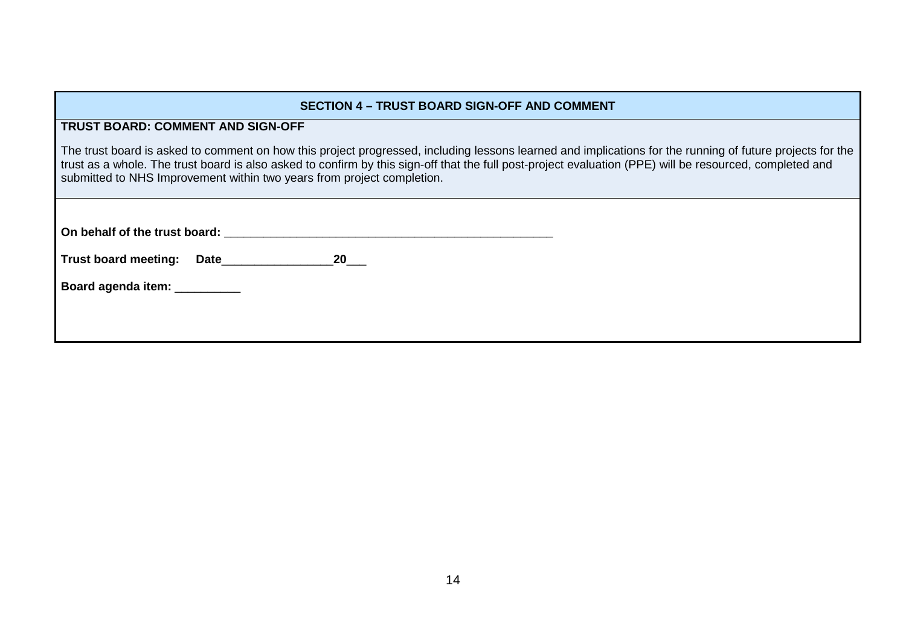## SECTION 4 – TRUST BOARD SIGN-OFF AND COMMENT

**TRUST BOARD: COMMENT AND SIGN-OFF**

The trust board is asked to comment on how this project progressed, including lessons learned and implications for the running of future projects for the trust as a whole. The trust board is also asked to confirm by this sign-off that the full post-project evaluation (PPE) will be resourced, completed and submitted to NHS Improvement within two years from project completion.

**On behalf of the trust board:** ______________________________________________

**Trust board meeting: Date**_________________**20**___

**Board agenda item:** __________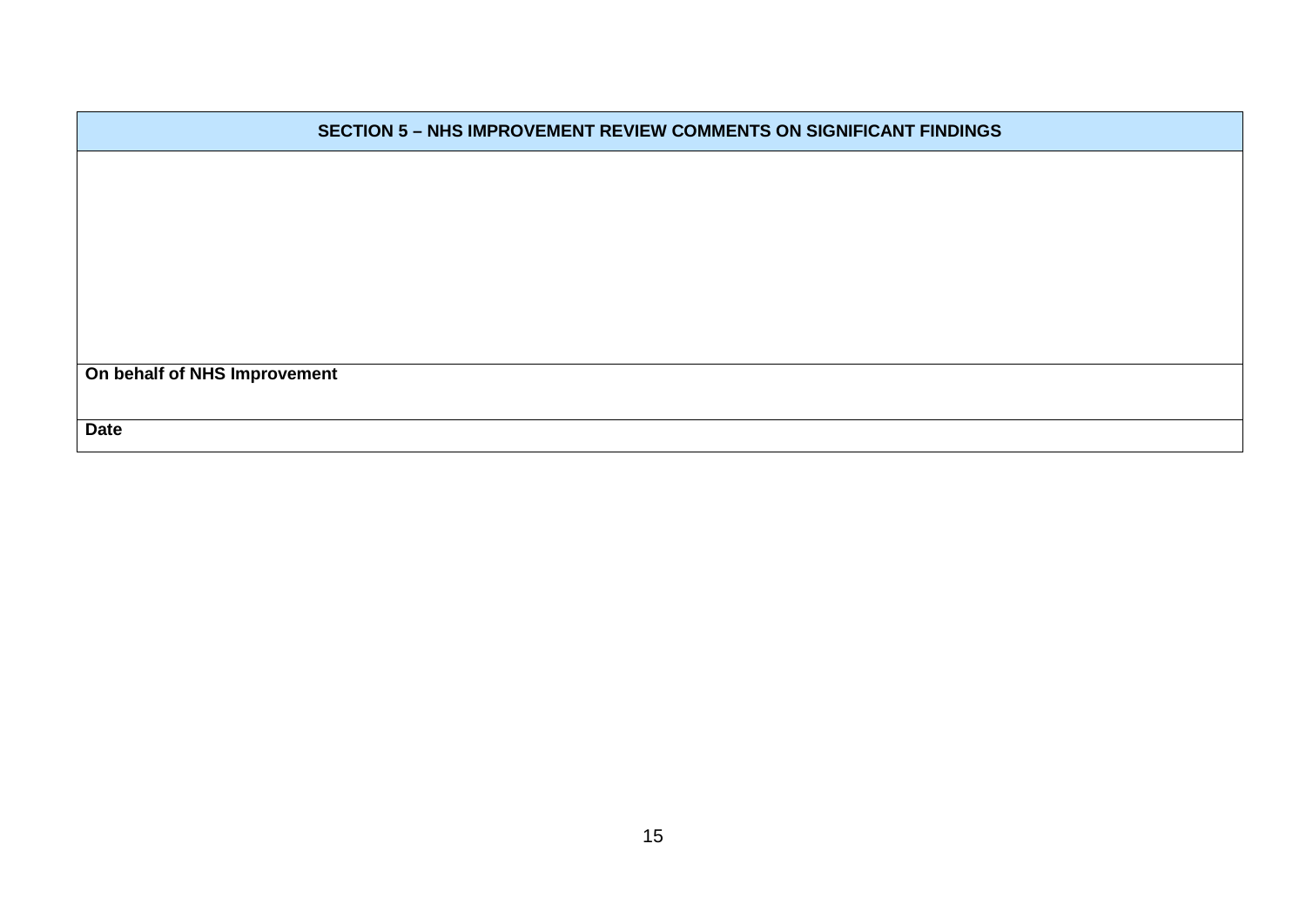| SECTION 5 – NHS IMPROVEMENT REVIEW COMMENTS ON SIGNIFICANT FINDINGS |
| --- |
| |
| **On behalf of NHS Improvement** |
| **Date** |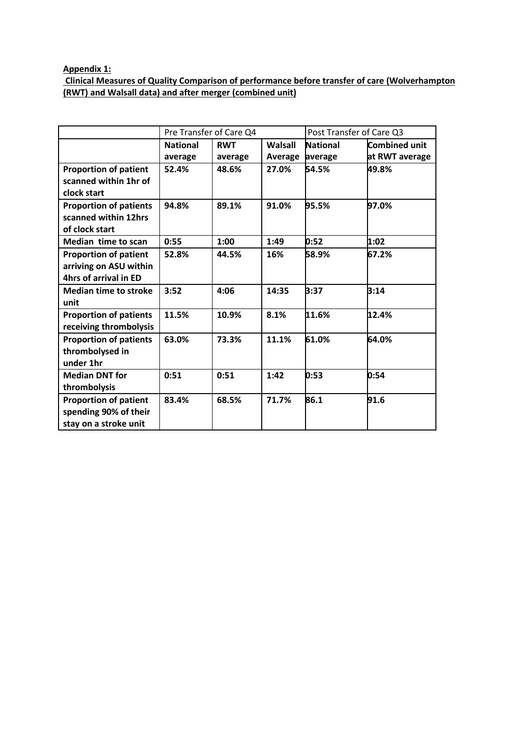**Appendix 1:**

**Clinical Measures of Quality Comparison of performance before transfer of care (Wolverhampton (RWT) and Walsall data) and after merger (combined unit)**

| | Pre Transfer of Care Q4 | | | Post Transfer of Care Q3 | |
|---|---|---|---|---|---|
| | **National average** | **RWT average** | **Walsall Average** | **National average** | **Combined unit at RWT average** |
| **Proportion of patient scanned within 1hr of clock start** | **52.4%** | **48.6%** | **27.0%** | **54.5%** | **49.8%** |
| **Proportion of patients scanned within 12hrs of clock start** | **94.8%** | **89.1%** | **91.0%** | **95.5%** | **97.0%** |
| **Median time to scan** | **0:55** | **1:00** | **1:49** | **0:52** | **1:02** |
| **Proportion of patient arriving on ASU within 4hrs of arrival in ED** | **52.8%** | **44.5%** | **16%** | **58.9%** | **67.2%** |
| **Median time to stroke unit** | **3:52** | **4:06** | **14:35** | **3:37** | **3:14** |
| **Proportion of patients receiving thrombolysis** | **11.5%** | **10.9%** | **8.1%** | **11.6%** | **12.4%** |
| **Proportion of patients thrombolysed in under 1hr** | **63.0%** | **73.3%** | **11.1%** | **61.0%** | **64.0%** |
| **Median DNT for thrombolysis** | **0:51** | **0:51** | **1:42** | **0:53** | **0:54** |
| **Proportion of patient spending 90% of their stay on a stroke unit** | **83.4%** | **68.5%** | **71.7%** | **86.1** | **91.6** |